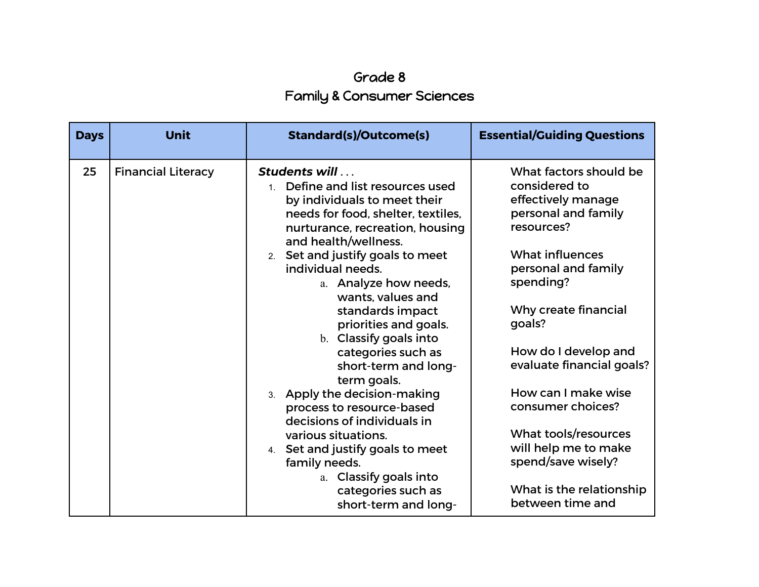# Grade 8
## Family & Consumer Sciences

| Days | Unit | Standard(s)/Outcome(s) | Essential/Guiding Questions |
|---|---|---|---|
| 25 | Financial Literacy | ***Students will*** . . .<br>1. Define and list resources used by individuals to meet their needs for food, shelter, textiles, nurturance, recreation, housing and health/wellness.<br>2. Set and justify goals to meet individual needs.<br>&nbsp;&nbsp;&nbsp;&nbsp;a. Analyze how needs, wants, values and standards impact priorities and goals.<br>&nbsp;&nbsp;&nbsp;&nbsp;b. Classify goals into categories such as short-term and long-term goals.<br>3. Apply the decision-making process to resource-based decisions of individuals in various situations.<br>4. Set and justify goals to meet family needs.<br>&nbsp;&nbsp;&nbsp;&nbsp;a. Classify goals into categories such as short-term and long- | What factors should be considered to effectively manage personal and family resources?<br><br>What influences personal and family spending?<br><br>Why create financial goals?<br><br>How do I develop and evaluate financial goals?<br><br>How can I make wise consumer choices?<br><br>What tools/resources will help me to make spend/save wisely?<br><br>What is the relationship between time and |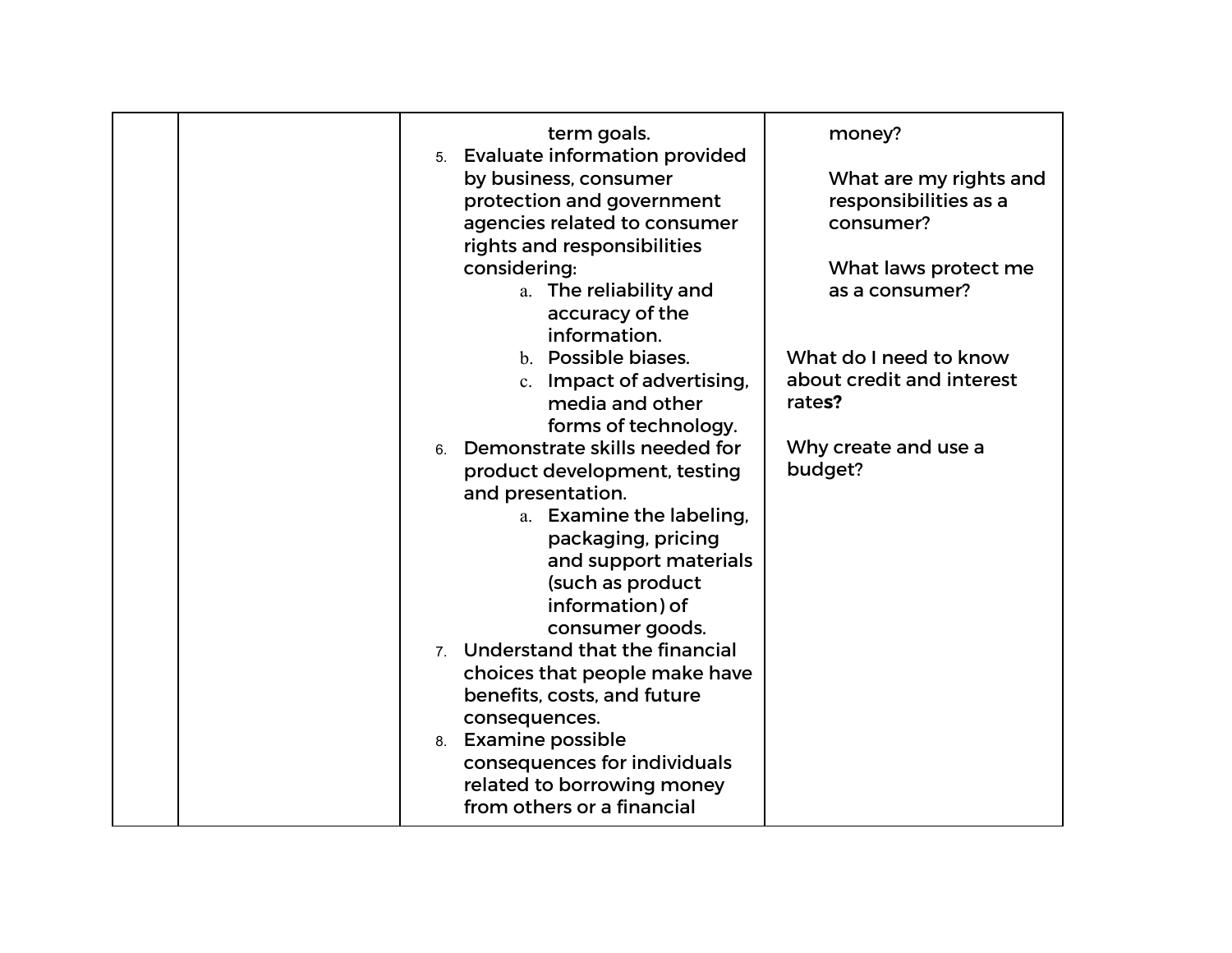|  |  | term goals.<br>5. Evaluate information provided by business, consumer protection and government agencies related to consumer rights and responsibilities considering:<br>a. The reliability and accuracy of the information.<br>b. Possible biases.<br>c. Impact of advertising, media and other forms of technology.<br>6. Demonstrate skills needed for product development, testing and presentation.<br>a. Examine the labeling, packaging, pricing and support materials (such as product information) of consumer goods.<br>7. Understand that the financial choices that people make have benefits, costs, and future consequences.<br>8. Examine possible consequences for individuals related to borrowing money from others or a financial | money?<br><br>What are my rights and responsibilities as a consumer?<br><br>What laws protect me as a consumer?<br><br>What do I need to know about credit and interest rate**s?**<br><br>Why create and use a budget? |
|---|---|---|---|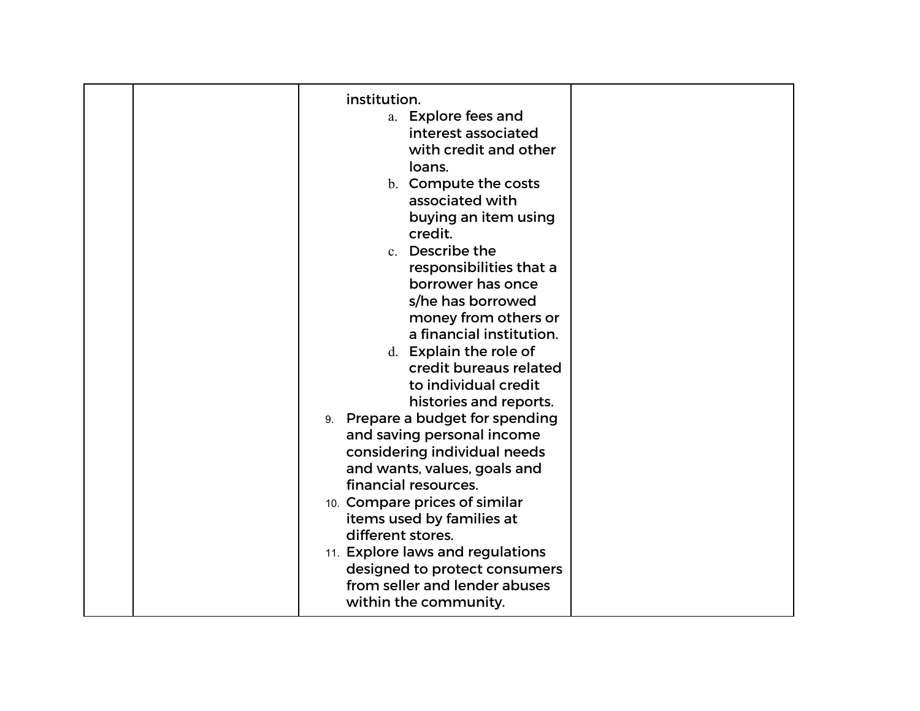| | | | |
|---|---|---|---|
| | | institution.<br>a. Explore fees and interest associated with credit and other loans.<br>b. Compute the costs associated with buying an item using credit.<br>c. Describe the responsibilities that a borrower has once s/he has borrowed money from others or a financial institution.<br>d. Explain the role of credit bureaus related to individual credit histories and reports.<br>9. Prepare a budget for spending and saving personal income considering individual needs and wants, values, goals and financial resources.<br>10. Compare prices of similar items used by families at different stores.<br>11. Explore laws and regulations designed to protect consumers from seller and lender abuses within the community. | |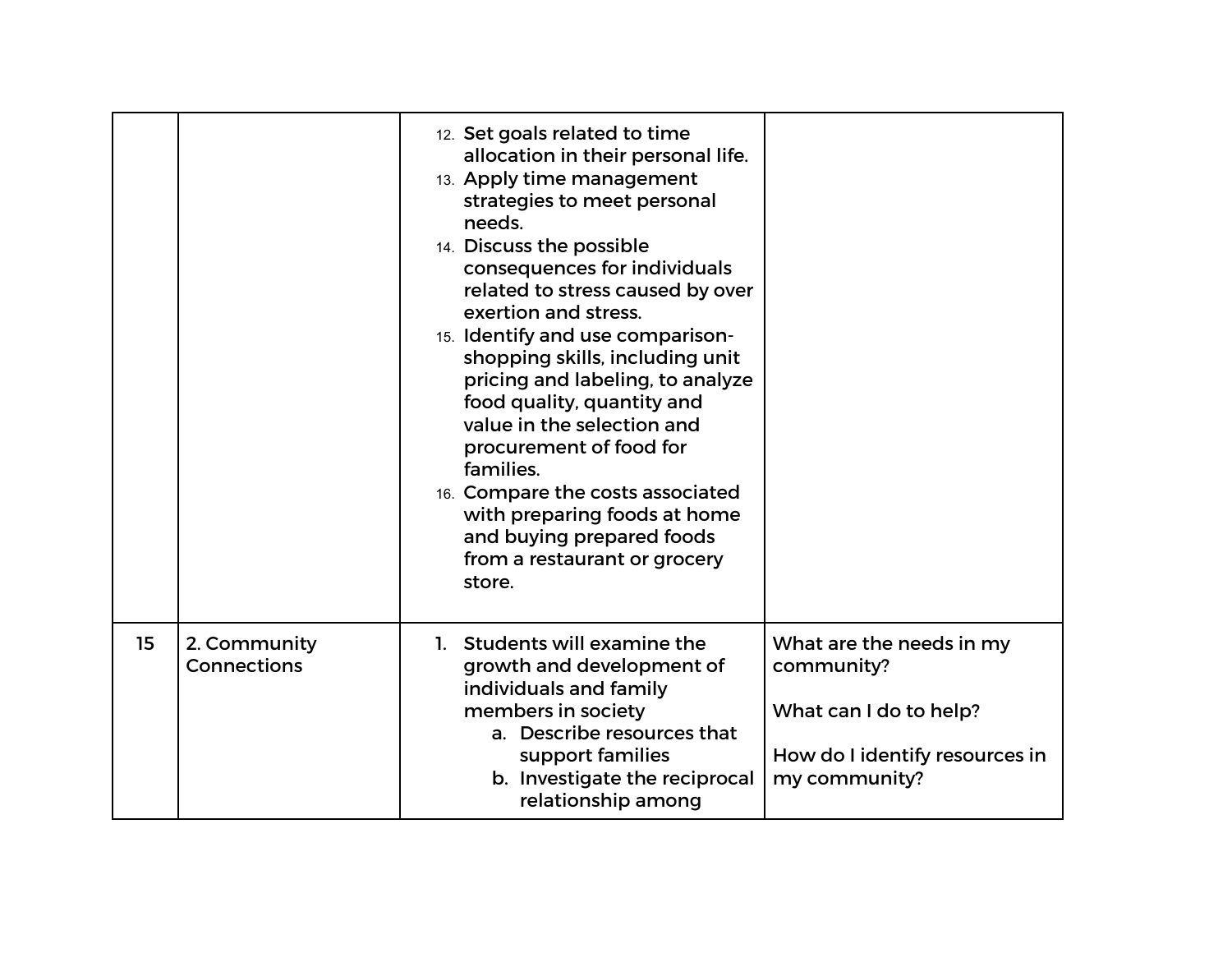| | | | |
|---|---|---|---|
| | | 12. Set goals related to time allocation in their personal life.<br>13. Apply time management strategies to meet personal needs.<br>14. Discuss the possible consequences for individuals related to stress caused by over exertion and stress.<br>15. Identify and use comparison-shopping skills, including unit pricing and labeling, to analyze food quality, quantity and value in the selection and procurement of food for families.<br>16. Compare the costs associated with preparing foods at home and buying prepared foods from a restaurant or grocery store. | |
| 15 | 2. Community Connections | 1. Students will examine the growth and development of individuals and family members in society<br>a. Describe resources that support families<br>b. Investigate the reciprocal relationship among | What are the needs in my community?<br><br>What can I do to help?<br><br>How do I identify resources in my community? |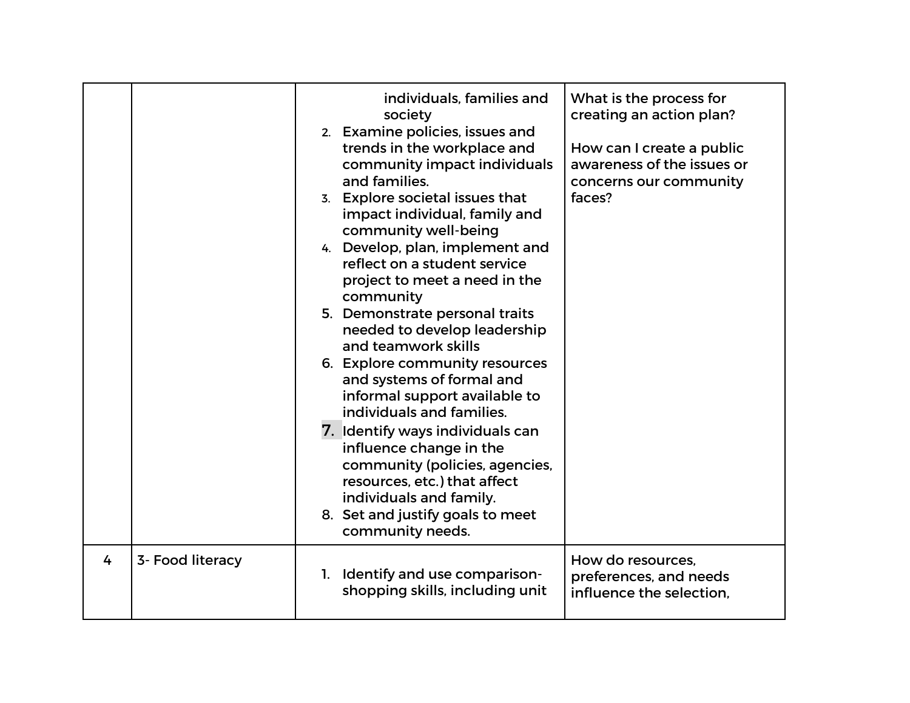|  |  |  |  |
|---|---|---|---|
|  |  | individuals, families and society<br>2. Examine policies, issues and trends in the workplace and community impact individuals and families.<br>3. Explore societal issues that impact individual, family and community well-being<br>4. Develop, plan, implement and reflect on a student service project to meet a need in the community<br>5. Demonstrate personal traits needed to develop leadership and teamwork skills<br>6. Explore community resources and systems of formal and informal support available to individuals and families.<br>7. Identify ways individuals can influence change in the community (policies, agencies, resources, etc.) that affect individuals and family.<br>8. Set and justify goals to meet community needs. | What is the process for creating an action plan?<br><br>How can I create a public awareness of the issues or concerns our community faces? |
| 4 | 3- Food literacy | 1. Identify and use comparison-shopping skills, including unit | How do resources, preferences, and needs influence the selection, |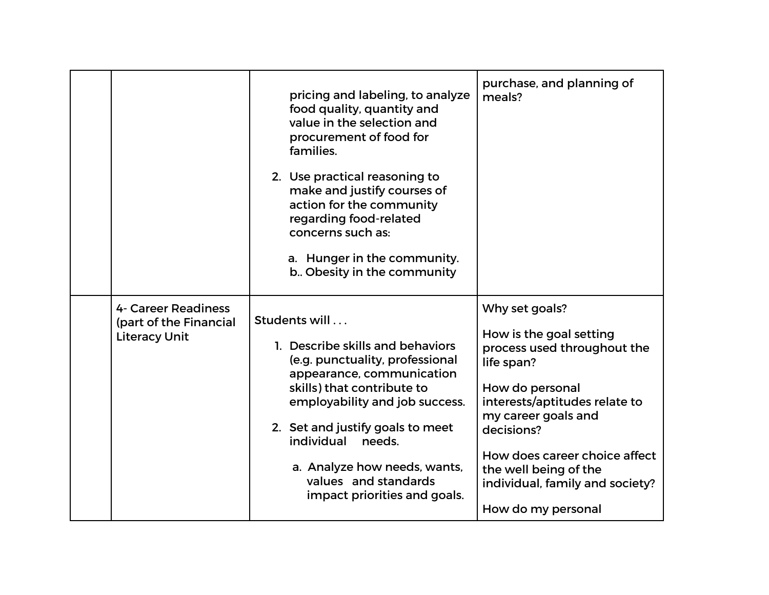|  |  |  |  |
|---|---|---|---|
|  |  | pricing and labeling, to analyze food quality, quantity and value in the selection and procurement of food for families.<br><br>2. Use practical reasoning to make and justify courses of action for the community regarding food-related concerns such as:<br><br>a. Hunger in the community.<br>b.. Obesity in the community | purchase, and planning of meals? |
|  | 4- Career Readiness (part of the Financial Literacy Unit | Students will . . .<br><br>1. Describe skills and behaviors (e.g. punctuality, professional appearance, communication skills) that contribute to employability and job success.<br><br>2. Set and justify goals to meet individual needs.<br><br>a. Analyze how needs, wants, values and standards impact priorities and goals. | Why set goals?<br><br>How is the goal setting process used throughout the life span?<br><br>How do personal interests/aptitudes relate to my career goals and decisions?<br><br>How does career choice affect the well being of the individual, family and society?<br><br>How do my personal |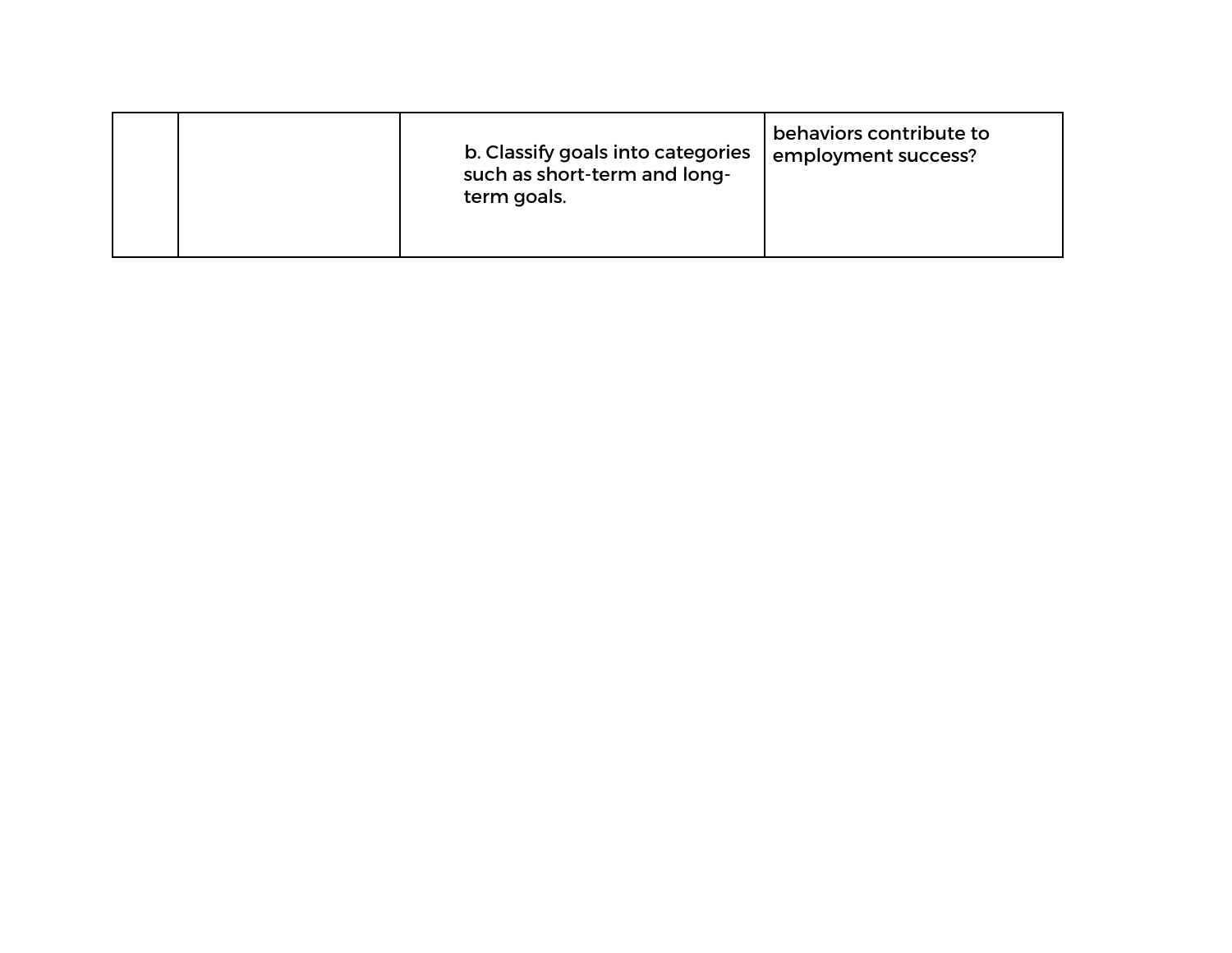| | | | |
|---|---|---|---|
| | | b. Classify goals into categories such as short-term and long-term goals. | behaviors contribute to employment success? |